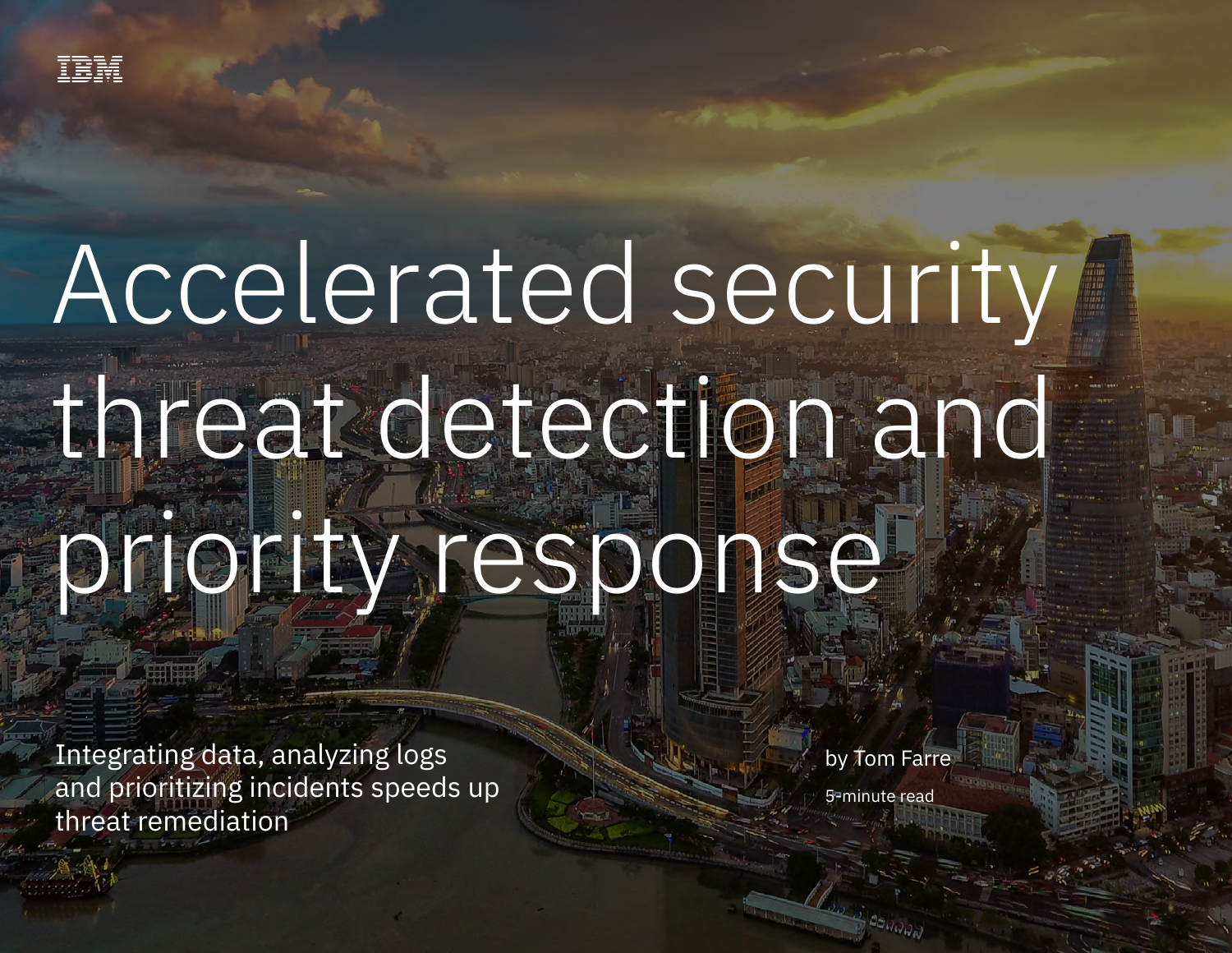IBM

# Accelerated security threat detection and priority response

Integrating data, analyzing logs and prioritizing incidents speeds up threat remediation

by Tom Farre

5-minute read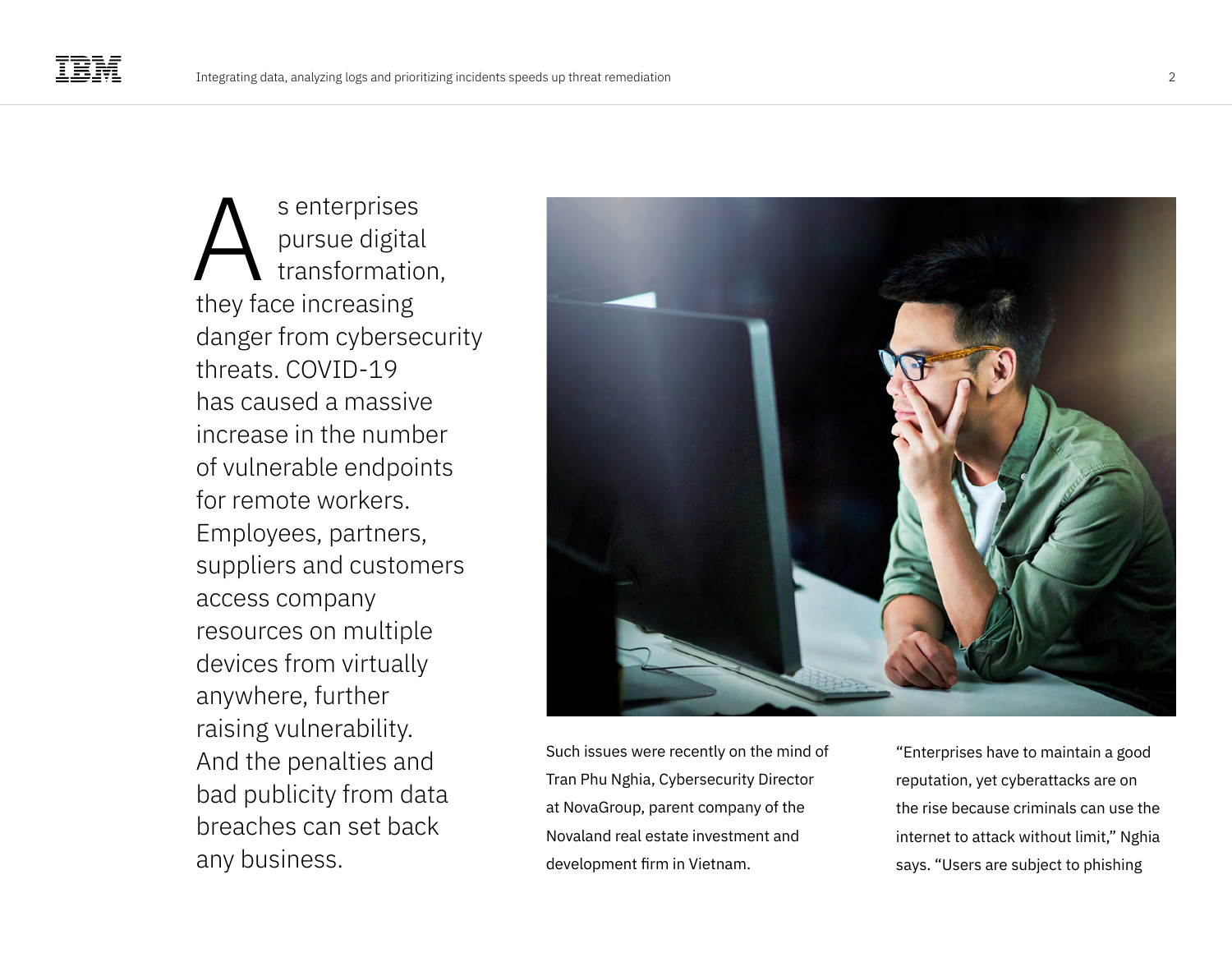As enterprises pursue digital transformation, they face increasing danger from cybersecurity threats. COVID-19 has caused a massive increase in the number of vulnerable endpoints for remote workers. Employees, partners, suppliers and customers access company resources on multiple devices from virtually anywhere, further raising vulnerability. And the penalties and bad publicity from data breaches can set back any business.

Such issues were recently on the mind of Tran Phu Nghia, Cybersecurity Director at NovaGroup, parent company of the Novaland real estate investment and development firm in Vietnam.

"Enterprises have to maintain a good reputation, yet cyberattacks are on the rise because criminals can use the internet to attack without limit," Nghia says. "Users are subject to phishing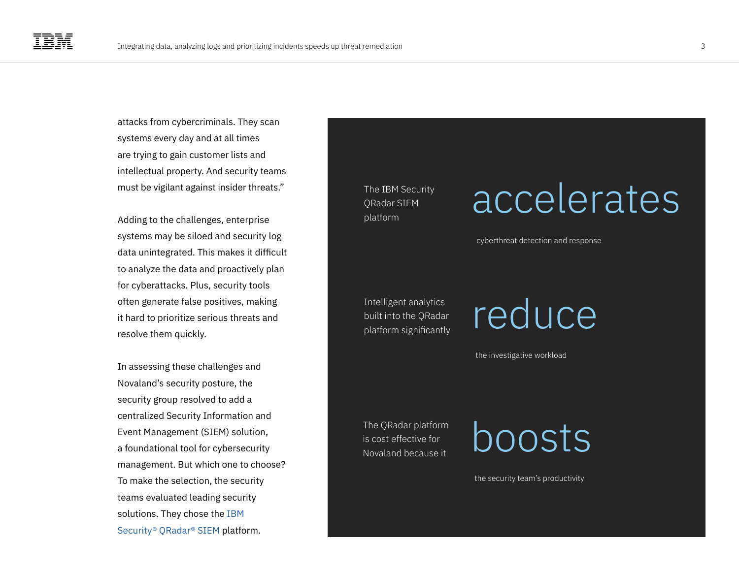attacks from cybercriminals. They scan systems every day and at all times are trying to gain customer lists and intellectual property. And security teams must be vigilant against insider threats."

Adding to the challenges, enterprise systems may be siloed and security log data unintegrated. This makes it difficult to analyze the data and proactively plan for cyberattacks. Plus, security tools often generate false positives, making it hard to prioritize serious threats and resolve them quickly.

In assessing these challenges and Novaland's security posture, the security group resolved to add a centralized Security Information and Event Management (SIEM) solution, a foundational tool for cybersecurity management. But which one to choose? To make the selection, the security teams evaluated leading security solutions. They chose the IBM Security® QRadar® SIEM platform.

The IBM Security QRadar SIEM platform

# accelerates

cyberthreat detection and response

Intelligent analytics built into the QRadar platform significantly

# reduce

the investigative workload

The QRadar platform is cost effective for Novaland because it

# boosts

the security team's productivity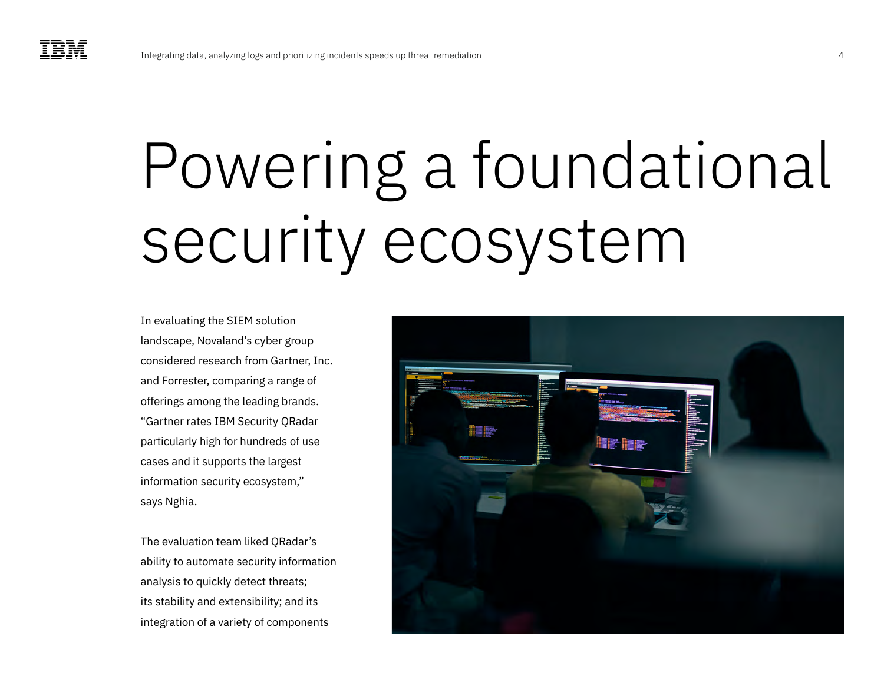# Powering a foundational security ecosystem

In evaluating the SIEM solution landscape, Novaland's cyber group considered research from Gartner, Inc. and Forrester, comparing a range of offerings among the leading brands. "Gartner rates IBM Security QRadar particularly high for hundreds of use cases and it supports the largest information security ecosystem," says Nghia.

The evaluation team liked QRadar's ability to automate security information analysis to quickly detect threats; its stability and extensibility; and its integration of a variety of components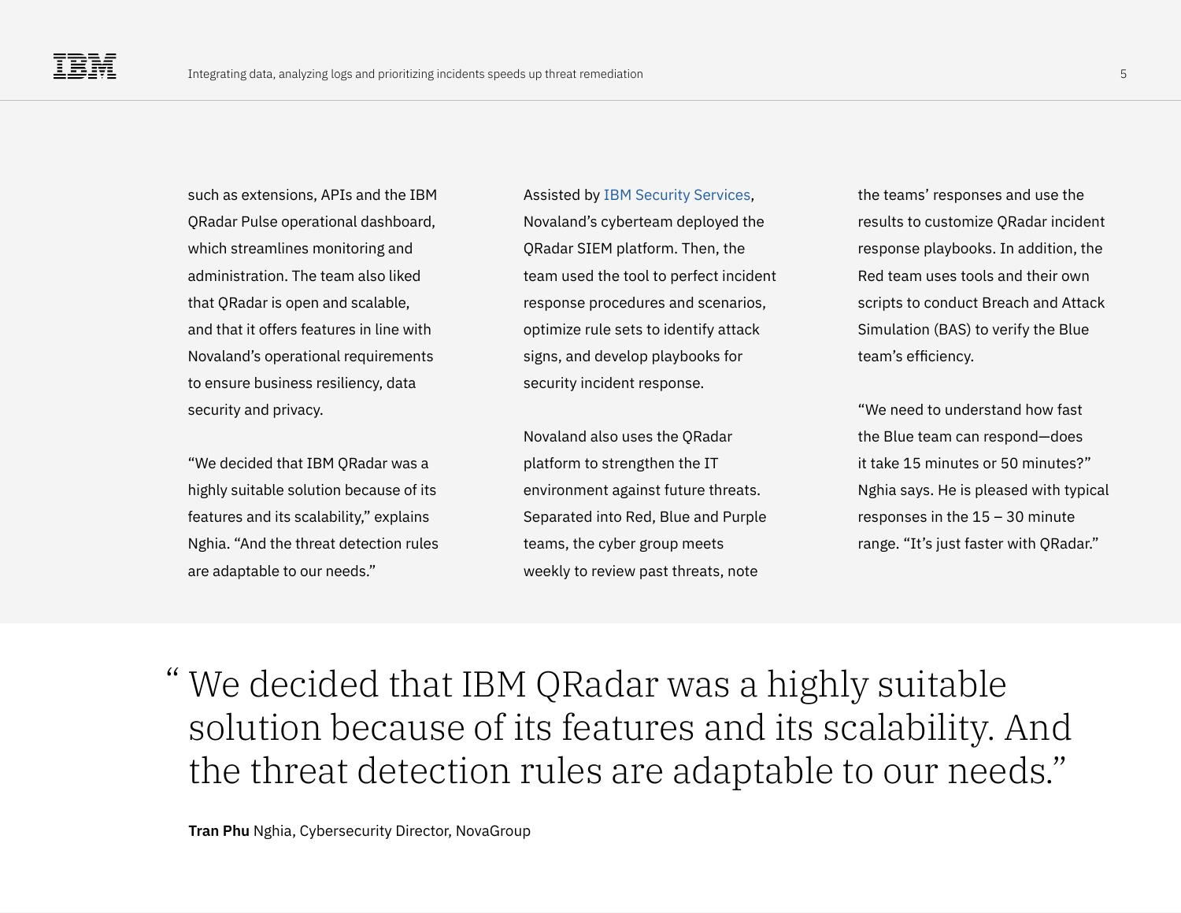such as extensions, APIs and the IBM QRadar Pulse operational dashboard, which streamlines monitoring and administration. The team also liked that QRadar is open and scalable, and that it offers features in line with Novaland's operational requirements to ensure business resiliency, data security and privacy.

"We decided that IBM QRadar was a highly suitable solution because of its features and its scalability," explains Nghia. "And the threat detection rules are adaptable to our needs."

Assisted by IBM Security Services, Novaland's cyberteam deployed the QRadar SIEM platform. Then, the team used the tool to perfect incident response procedures and scenarios, optimize rule sets to identify attack signs, and develop playbooks for security incident response.

Novaland also uses the QRadar platform to strengthen the IT environment against future threats. Separated into Red, Blue and Purple teams, the cyber group meets weekly to review past threats, note the teams' responses and use the results to customize QRadar incident response playbooks. In addition, the Red team uses tools and their own scripts to conduct Breach and Attack Simulation (BAS) to verify the Blue team's efficiency.

"We need to understand how fast the Blue team can respond—does it take 15 minutes or 50 minutes?" Nghia says. He is pleased with typical responses in the 15 – 30 minute range. "It's just faster with QRadar."

> "We decided that IBM QRadar was a highly suitable solution because of its features and its scalability. And the threat detection rules are adaptable to our needs."

**Tran Phu** Nghia, Cybersecurity Director, NovaGroup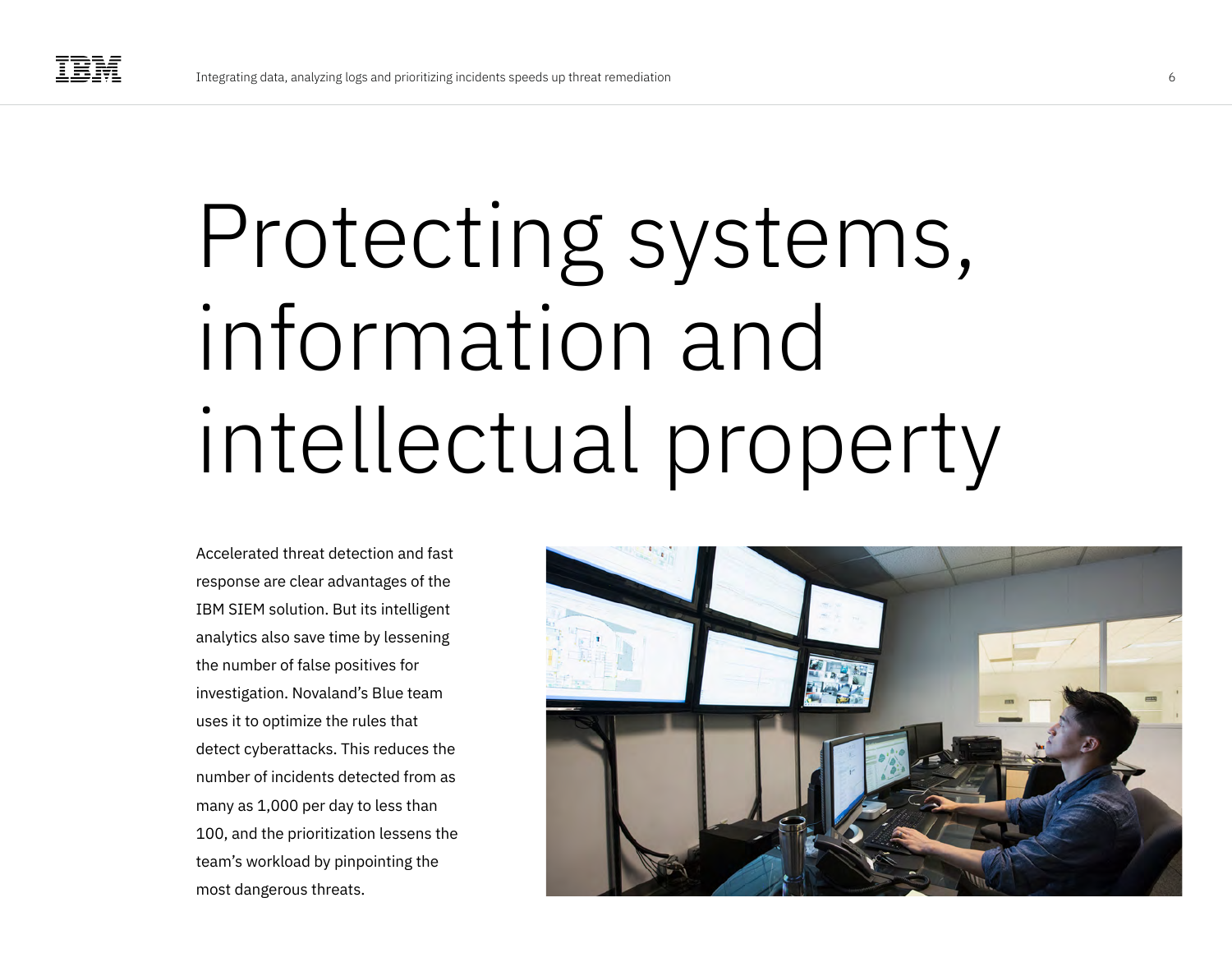# Protecting systems, information and intellectual property

Accelerated threat detection and fast response are clear advantages of the IBM SIEM solution. But its intelligent analytics also save time by lessening the number of false positives for investigation. Novaland's Blue team uses it to optimize the rules that detect cyberattacks. This reduces the number of incidents detected from as many as 1,000 per day to less than 100, and the prioritization lessens the team's workload by pinpointing the most dangerous threats.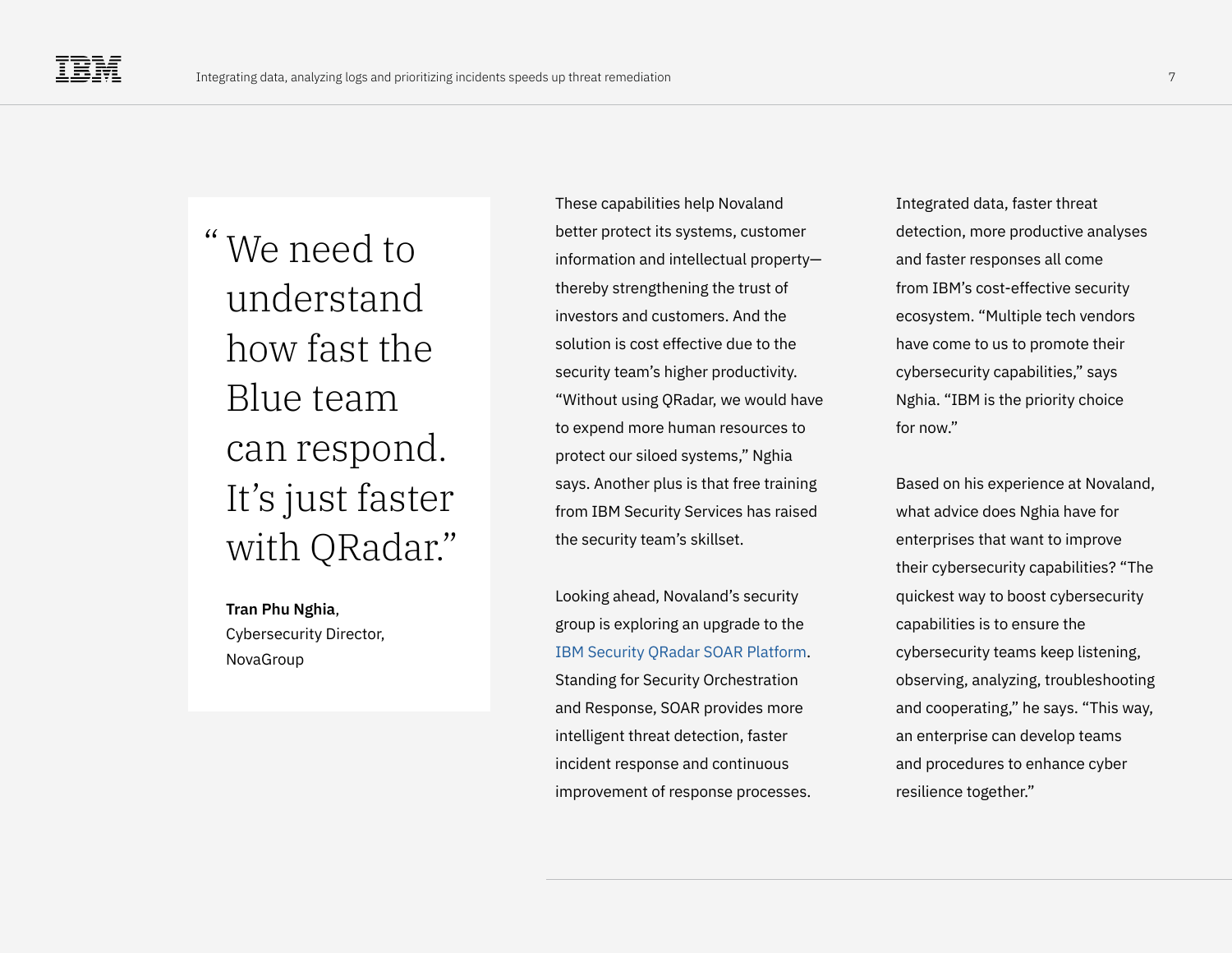> "We need to understand how fast the Blue team can respond. It's just faster with QRadar."
>
> **Tran Phu Nghia**, Cybersecurity Director, NovaGroup

These capabilities help Novaland better protect its systems, customer information and intellectual property—thereby strengthening the trust of investors and customers. And the solution is cost effective due to the security team's higher productivity. "Without using QRadar, we would have to expend more human resources to protect our siloed systems," Nghia says. Another plus is that free training from IBM Security Services has raised the security team's skillset.

Looking ahead, Novaland's security group is exploring an upgrade to the IBM Security QRadar SOAR Platform. Standing for Security Orchestration and Response, SOAR provides more intelligent threat detection, faster incident response and continuous improvement of response processes.

Integrated data, faster threat detection, more productive analyses and faster responses all come from IBM's cost-effective security ecosystem. "Multiple tech vendors have come to us to promote their cybersecurity capabilities," says Nghia. "IBM is the priority choice for now."

Based on his experience at Novaland, what advice does Nghia have for enterprises that want to improve their cybersecurity capabilities? "The quickest way to boost cybersecurity capabilities is to ensure the cybersecurity teams keep listening, observing, analyzing, troubleshooting and cooperating," he says. "This way, an enterprise can develop teams and procedures to enhance cyber resilience together."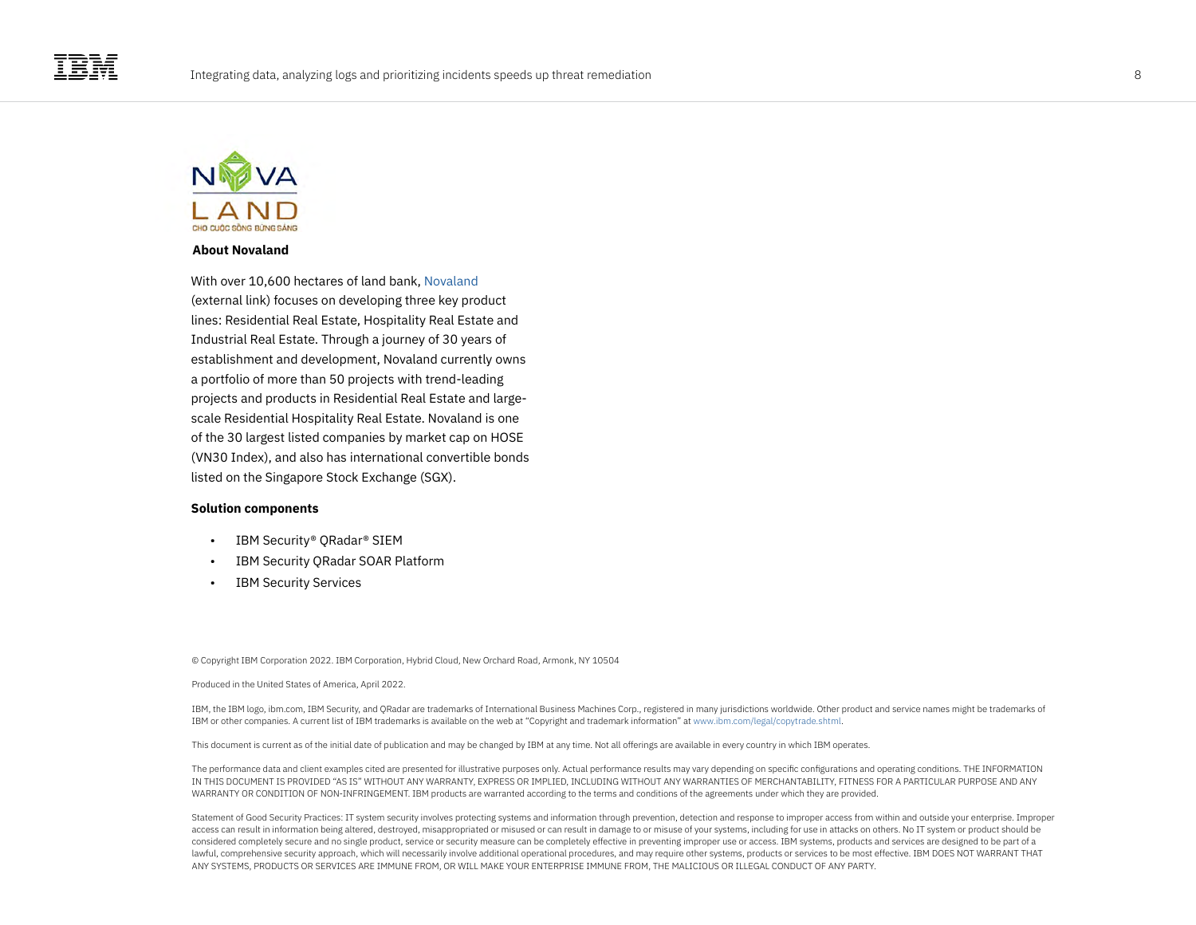**About Novaland**

With over 10,600 hectares of land bank, Novaland (external link) focuses on developing three key product lines: Residential Real Estate, Hospitality Real Estate and Industrial Real Estate. Through a journey of 30 years of establishment and development, Novaland currently owns a portfolio of more than 50 projects with trend-leading projects and products in Residential Real Estate and large-scale Residential Hospitality Real Estate. Novaland is one of the 30 largest listed companies by market cap on HOSE (VN30 Index), and also has international convertible bonds listed on the Singapore Stock Exchange (SGX).

**Solution components**

- IBM Security® QRadar® SIEM
- IBM Security QRadar SOAR Platform
- IBM Security Services

© Copyright IBM Corporation 2022. IBM Corporation, Hybrid Cloud, New Orchard Road, Armonk, NY 10504

Produced in the United States of America, April 2022.

IBM, the IBM logo, ibm.com, IBM Security, and QRadar are trademarks of International Business Machines Corp., registered in many jurisdictions worldwide. Other product and service names might be trademarks of IBM or other companies. A current list of IBM trademarks is available on the web at "Copyright and trademark information" at www.ibm.com/legal/copytrade.shtml.

This document is current as of the initial date of publication and may be changed by IBM at any time. Not all offerings are available in every country in which IBM operates.

The performance data and client examples cited are presented for illustrative purposes only. Actual performance results may vary depending on specific configurations and operating conditions. THE INFORMATION IN THIS DOCUMENT IS PROVIDED "AS IS" WITHOUT ANY WARRANTY, EXPRESS OR IMPLIED, INCLUDING WITHOUT ANY WARRANTIES OF MERCHANTABILITY, FITNESS FOR A PARTICULAR PURPOSE AND ANY WARRANTY OR CONDITION OF NON-INFRINGEMENT. IBM products are warranted according to the terms and conditions of the agreements under which they are provided.

Statement of Good Security Practices: IT system security involves protecting systems and information through prevention, detection and response to improper access from within and outside your enterprise. Improper access can result in information being altered, destroyed, misappropriated or misused or can result in damage to or misuse of your systems, including for use in attacks on others. No IT system or product should be considered completely secure and no single product, service or security measure can be completely effective in preventing improper use or access. IBM systems, products and services are designed to be part of a lawful, comprehensive security approach, which will necessarily involve additional operational procedures, and may require other systems, products or services to be most effective. IBM DOES NOT WARRANT THAT ANY SYSTEMS, PRODUCTS OR SERVICES ARE IMMUNE FROM, OR WILL MAKE YOUR ENTERPRISE IMMUNE FROM, THE MALICIOUS OR ILLEGAL CONDUCT OF ANY PARTY.